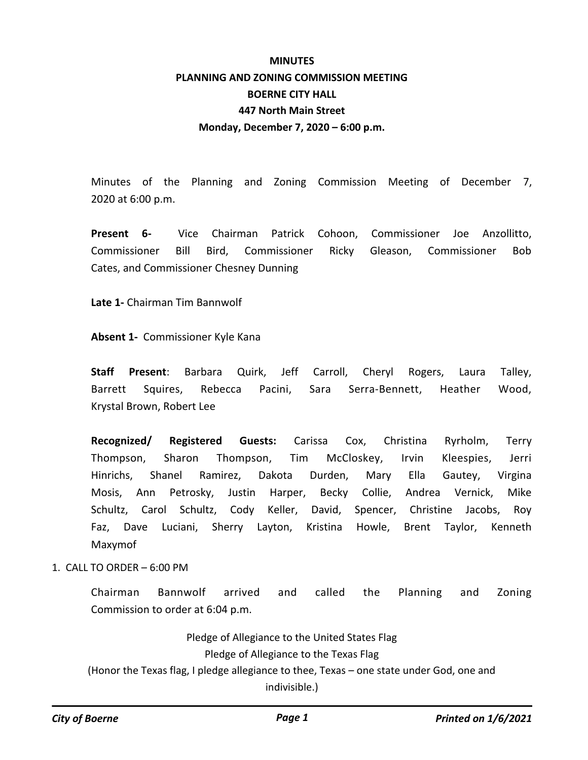# MINUTES
## PLANNING AND ZONING COMMISSION MEETING
## BOERNE CITY HALL
## 447 North Main Street
## Monday, December 7, 2020 – 6:00 p.m.

Minutes of the Planning and Zoning Commission Meeting of December 7, 2020 at 6:00 p.m.

**Present 6-** Vice Chairman Patrick Cohoon, Commissioner Joe Anzollitto, Commissioner Bill Bird, Commissioner Ricky Gleason, Commissioner Bob Cates, and Commissioner Chesney Dunning

**Late 1-** Chairman Tim Bannwolf

**Absent 1-** Commissioner Kyle Kana

**Staff Present**: Barbara Quirk, Jeff Carroll, Cheryl Rogers, Laura Talley, Barrett Squires, Rebecca Pacini, Sara Serra-Bennett, Heather Wood, Krystal Brown, Robert Lee

**Recognized/ Registered Guests:** Carissa Cox, Christina Ryrholm, Terry Thompson, Sharon Thompson, Tim McCloskey, Irvin Kleespies, Jerri Hinrichs, Shanel Ramirez, Dakota Durden, Mary Ella Gautey, Virgina Mosis, Ann Petrosky, Justin Harper, Becky Collie, Andrea Vernick, Mike Schultz, Carol Schultz, Cody Keller, David, Spencer, Christine Jacobs, Roy Faz, Dave Luciani, Sherry Layton, Kristina Howle, Brent Taylor, Kenneth Maxymof

1. CALL TO ORDER – 6:00 PM

Chairman Bannwolf arrived and called the Planning and Zoning Commission to order at 6:04 p.m.

Pledge of Allegiance to the United States Flag

Pledge of Allegiance to the Texas Flag

(Honor the Texas flag, I pledge allegiance to thee, Texas – one state under God, one and indivisible.)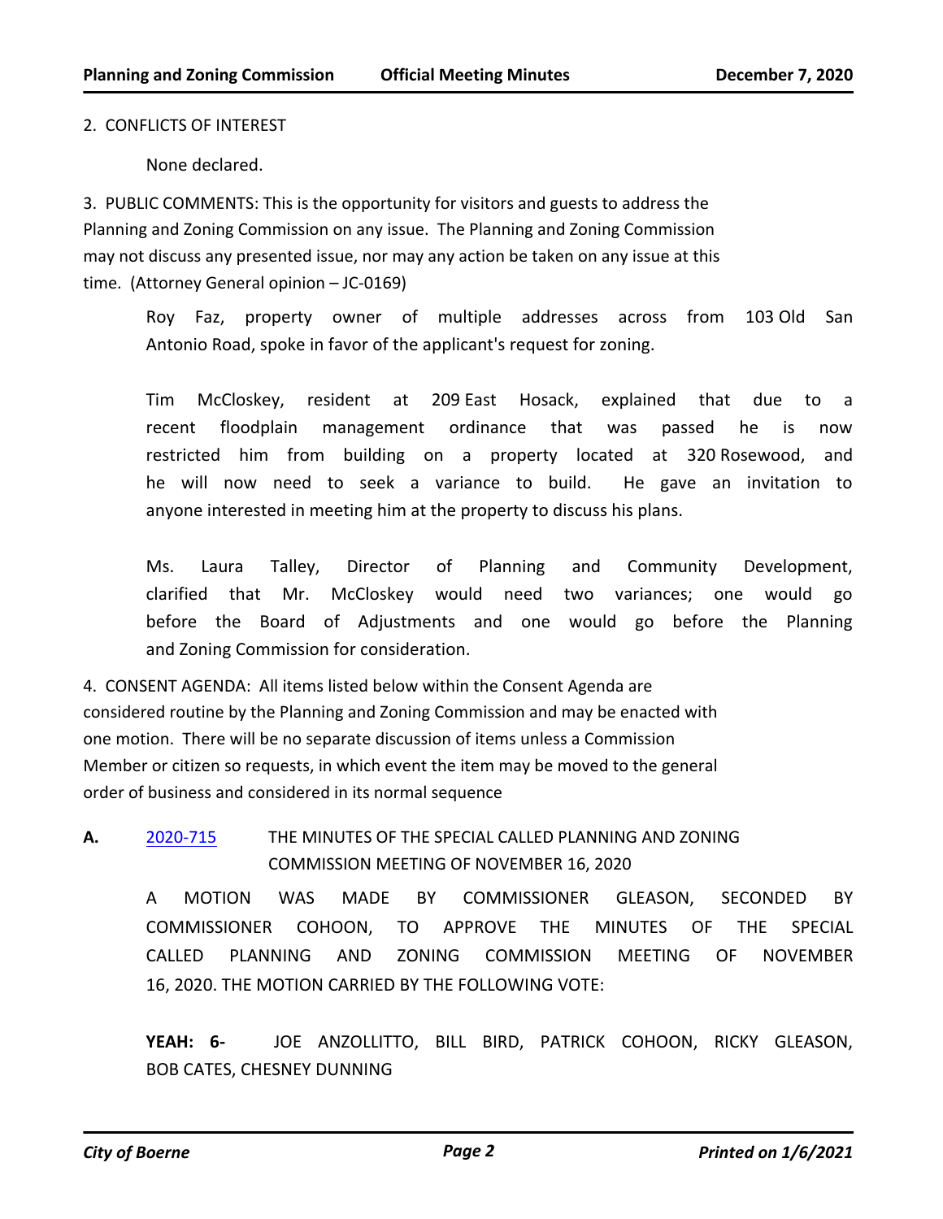2. CONFLICTS OF INTEREST

None declared.

3. PUBLIC COMMENTS: This is the opportunity for visitors and guests to address the Planning and Zoning Commission on any issue. The Planning and Zoning Commission may not discuss any presented issue, nor may any action be taken on any issue at this time. (Attorney General opinion – JC-0169)

Roy Faz, property owner of multiple addresses across from 103 Old San Antonio Road, spoke in favor of the applicant's request for zoning.

Tim McCloskey, resident at 209 East Hosack, explained that due to a recent floodplain management ordinance that was passed he is now restricted him from building on a property located at 320 Rosewood, and he will now need to seek a variance to build. He gave an invitation to anyone interested in meeting him at the property to discuss his plans.

Ms. Laura Talley, Director of Planning and Community Development, clarified that Mr. McCloskey would need two variances; one would go before the Board of Adjustments and one would go before the Planning and Zoning Commission for consideration.

4. CONSENT AGENDA: All items listed below within the Consent Agenda are considered routine by the Planning and Zoning Commission and may be enacted with one motion. There will be no separate discussion of items unless a Commission Member or citizen so requests, in which event the item may be moved to the general order of business and considered in its normal sequence

**A.** 2020-715 THE MINUTES OF THE SPECIAL CALLED PLANNING AND ZONING COMMISSION MEETING OF NOVEMBER 16, 2020

A MOTION WAS MADE BY COMMISSIONER GLEASON, SECONDED BY COMMISSIONER COHOON, TO APPROVE THE MINUTES OF THE SPECIAL CALLED PLANNING AND ZONING COMMISSION MEETING OF NOVEMBER 16, 2020. THE MOTION CARRIED BY THE FOLLOWING VOTE:

**YEAH: 6-** JOE ANZOLLITTO, BILL BIRD, PATRICK COHOON, RICKY GLEASON, BOB CATES, CHESNEY DUNNING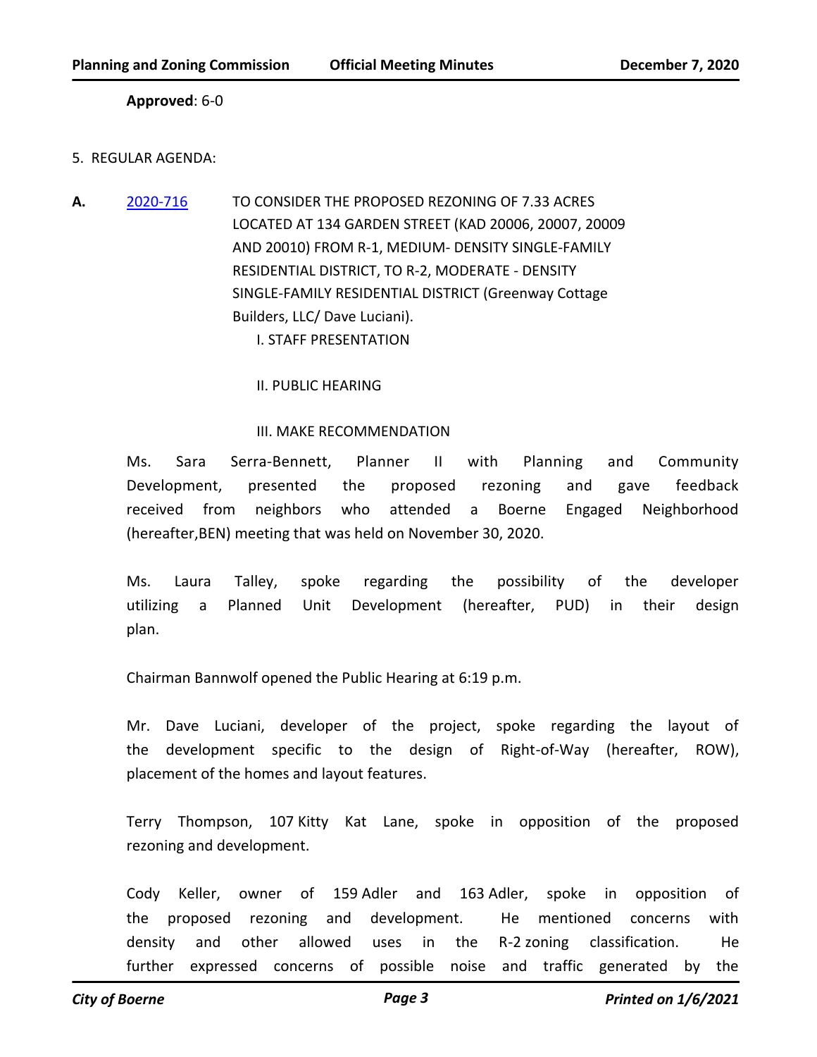**Approved**: 6-0

5. REGULAR AGENDA:

**A.** [2020-716](2020-716) TO CONSIDER THE PROPOSED REZONING OF 7.33 ACRES LOCATED AT 134 GARDEN STREET (KAD 20006, 20007, 20009 AND 20010) FROM R-1, MEDIUM- DENSITY SINGLE-FAMILY RESIDENTIAL DISTRICT, TO R-2, MODERATE - DENSITY SINGLE-FAMILY RESIDENTIAL DISTRICT (Greenway Cottage Builders, LLC/ Dave Luciani).

I. STAFF PRESENTATION

II. PUBLIC HEARING

III. MAKE RECOMMENDATION

Ms. Sara Serra-Bennett, Planner II with Planning and Community Development, presented the proposed rezoning and gave feedback received from neighbors who attended a Boerne Engaged Neighborhood (hereafter,BEN) meeting that was held on November 30, 2020.

Ms. Laura Talley, spoke regarding the possibility of the developer utilizing a Planned Unit Development (hereafter, PUD) in their design plan.

Chairman Bannwolf opened the Public Hearing at 6:19 p.m.

Mr. Dave Luciani, developer of the project, spoke regarding the layout of the development specific to the design of Right-of-Way (hereafter, ROW), placement of the homes and layout features.

Terry Thompson, 107 Kitty Kat Lane, spoke in opposition of the proposed rezoning and development.

Cody Keller, owner of 159 Adler and 163 Adler, spoke in opposition of the proposed rezoning and development. He mentioned concerns with density and other allowed uses in the R-2 zoning classification. He further expressed concerns of possible noise and traffic generated by the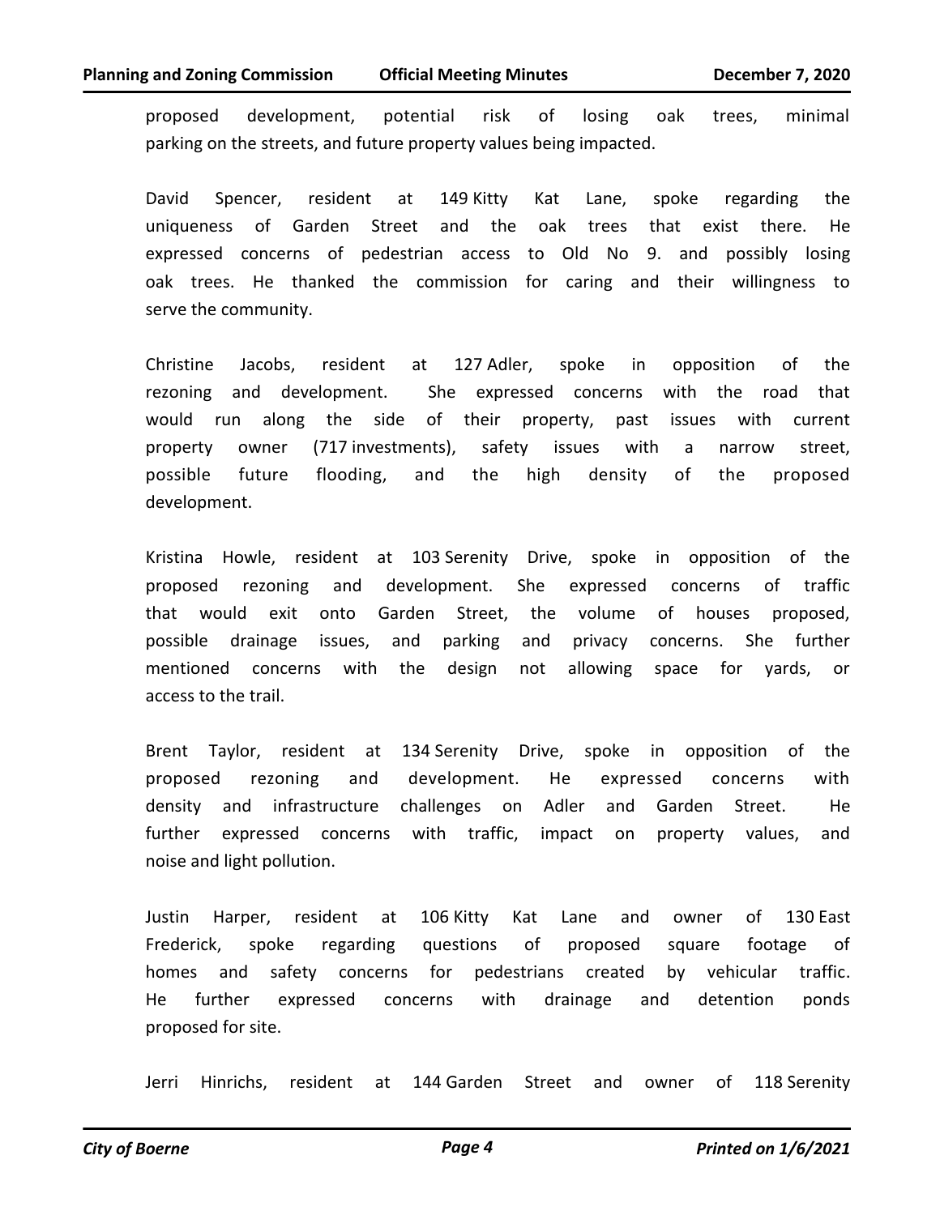proposed development, potential risk of losing oak trees, minimal parking on the streets, and future property values being impacted.

David Spencer, resident at 149 Kitty Kat Lane, spoke regarding the uniqueness of Garden Street and the oak trees that exist there. He expressed concerns of pedestrian access to Old No 9. and possibly losing oak trees. He thanked the commission for caring and their willingness to serve the community.

Christine Jacobs, resident at 127 Adler, spoke in opposition of the rezoning and development. She expressed concerns with the road that would run along the side of their property, past issues with current property owner (717 investments), safety issues with a narrow street, possible future flooding, and the high density of the proposed development.

Kristina Howle, resident at 103 Serenity Drive, spoke in opposition of the proposed rezoning and development. She expressed concerns of traffic that would exit onto Garden Street, the volume of houses proposed, possible drainage issues, and parking and privacy concerns. She further mentioned concerns with the design not allowing space for yards, or access to the trail.

Brent Taylor, resident at 134 Serenity Drive, spoke in opposition of the proposed rezoning and development. He expressed concerns with density and infrastructure challenges on Adler and Garden Street. He further expressed concerns with traffic, impact on property values, and noise and light pollution.

Justin Harper, resident at 106 Kitty Kat Lane and owner of 130 East Frederick, spoke regarding questions of proposed square footage of homes and safety concerns for pedestrians created by vehicular traffic. He further expressed concerns with drainage and detention ponds proposed for site.

Jerri Hinrichs, resident at 144 Garden Street and owner of 118 Serenity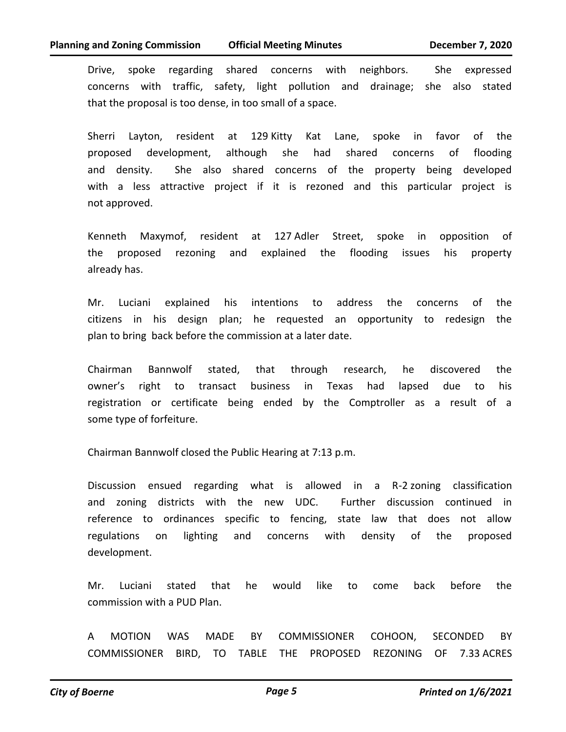Drive, spoke regarding shared concerns with neighbors. She expressed concerns with traffic, safety, light pollution and drainage; she also stated that the proposal is too dense, in too small of a space.

Sherri Layton, resident at 129 Kitty Kat Lane, spoke in favor of the proposed development, although she had shared concerns of flooding and density. She also shared concerns of the property being developed with a less attractive project if it is rezoned and this particular project is not approved.

Kenneth Maxymof, resident at 127 Adler Street, spoke in opposition of the proposed rezoning and explained the flooding issues his property already has.

Mr. Luciani explained his intentions to address the concerns of the citizens in his design plan; he requested an opportunity to redesign the plan to bring back before the commission at a later date.

Chairman Bannwolf stated, that through research, he discovered the owner's right to transact business in Texas had lapsed due to his registration or certificate being ended by the Comptroller as a result of a some type of forfeiture.

Chairman Bannwolf closed the Public Hearing at 7:13 p.m.

Discussion ensued regarding what is allowed in a R-2 zoning classification and zoning districts with the new UDC. Further discussion continued in reference to ordinances specific to fencing, state law that does not allow regulations on lighting and concerns with density of the proposed development.

Mr. Luciani stated that he would like to come back before the commission with a PUD Plan.

A MOTION WAS MADE BY COMMISSIONER COHOON, SECONDED BY COMMISSIONER BIRD, TO TABLE THE PROPOSED REZONING OF 7.33 ACRES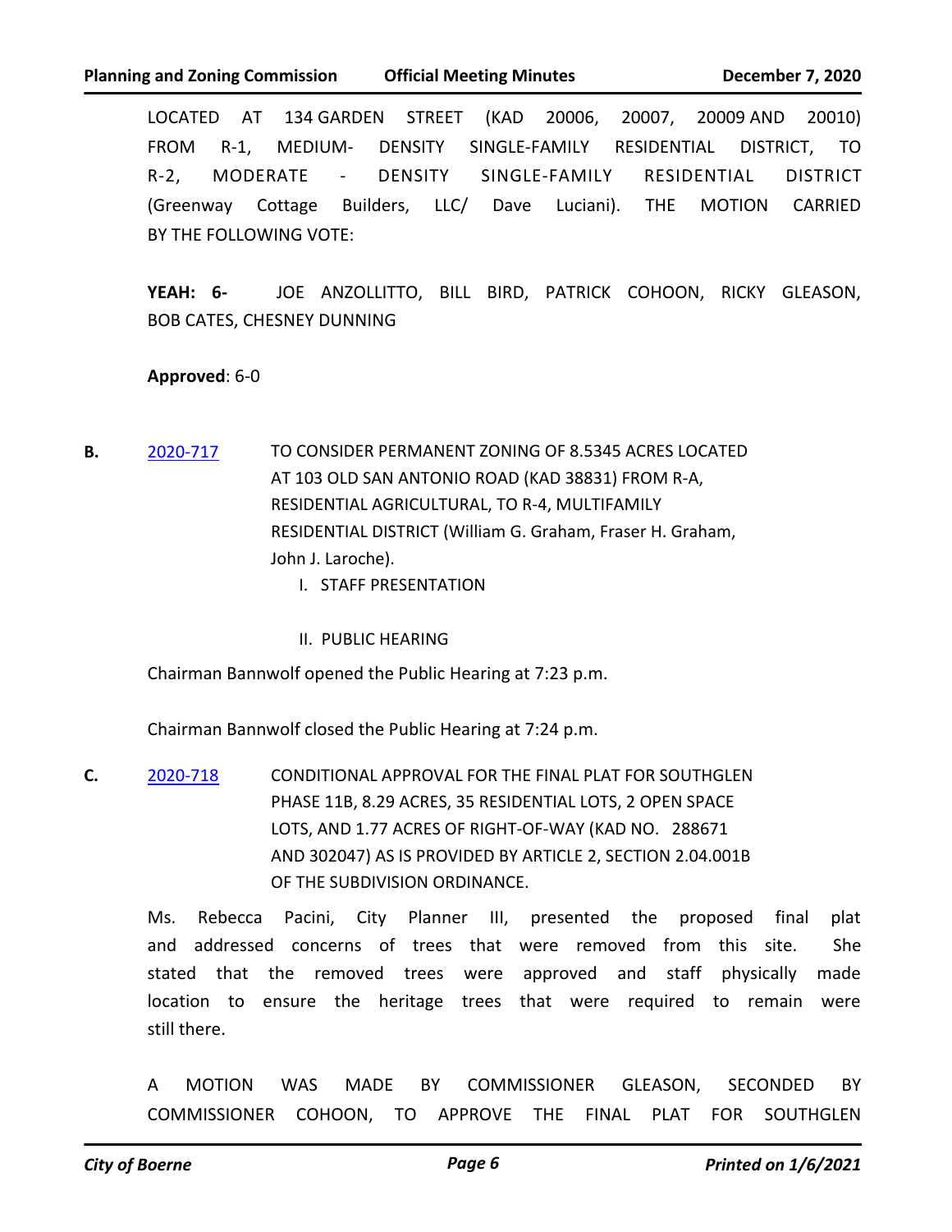LOCATED AT 134 GARDEN STREET (KAD 20006, 20007, 20009 AND 20010) FROM R-1, MEDIUM- DENSITY SINGLE-FAMILY RESIDENTIAL DISTRICT, TO R-2, MODERATE - DENSITY SINGLE-FAMILY RESIDENTIAL DISTRICT (Greenway Cottage Builders, LLC/ Dave Luciani). THE MOTION CARRIED BY THE FOLLOWING VOTE:

**YEAH: 6-** JOE ANZOLLITTO, BILL BIRD, PATRICK COHOON, RICKY GLEASON, BOB CATES, CHESNEY DUNNING

**Approved**: 6-0

**B.** 2020-717 TO CONSIDER PERMANENT ZONING OF 8.5345 ACRES LOCATED AT 103 OLD SAN ANTONIO ROAD (KAD 38831) FROM R-A, RESIDENTIAL AGRICULTURAL, TO R-4, MULTIFAMILY RESIDENTIAL DISTRICT (William G. Graham, Fraser H. Graham, John J. Laroche).

I. STAFF PRESENTATION

II. PUBLIC HEARING

Chairman Bannwolf opened the Public Hearing at 7:23 p.m.

Chairman Bannwolf closed the Public Hearing at 7:24 p.m.

**C.** 2020-718 CONDITIONAL APPROVAL FOR THE FINAL PLAT FOR SOUTHGLEN PHASE 11B, 8.29 ACRES, 35 RESIDENTIAL LOTS, 2 OPEN SPACE LOTS, AND 1.77 ACRES OF RIGHT-OF-WAY (KAD NO. 288671 AND 302047) AS IS PROVIDED BY ARTICLE 2, SECTION 2.04.001B OF THE SUBDIVISION ORDINANCE.

Ms. Rebecca Pacini, City Planner III, presented the proposed final plat and addressed concerns of trees that were removed from this site. She stated that the removed trees were approved and staff physically made location to ensure the heritage trees that were required to remain were still there.

A MOTION WAS MADE BY COMMISSIONER GLEASON, SECONDED BY COMMISSIONER COHOON, TO APPROVE THE FINAL PLAT FOR SOUTHGLEN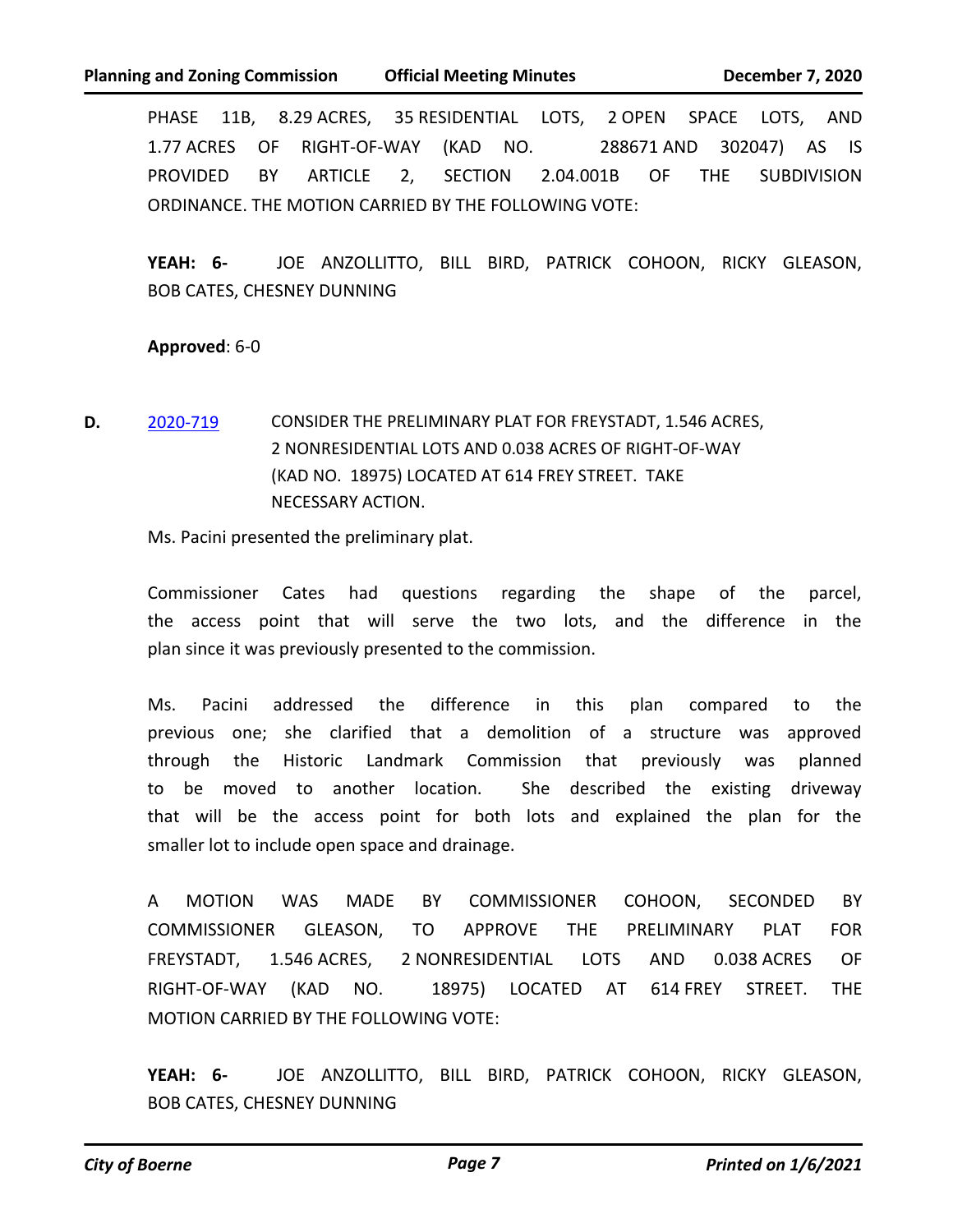PHASE 11B, 8.29 ACRES, 35 RESIDENTIAL LOTS, 2 OPEN SPACE LOTS, AND 1.77 ACRES OF RIGHT-OF-WAY (KAD NO. 288671 AND 302047) AS IS PROVIDED BY ARTICLE 2, SECTION 2.04.001B OF THE SUBDIVISION ORDINANCE. THE MOTION CARRIED BY THE FOLLOWING VOTE:

**YEAH: 6-** JOE ANZOLLITTO, BILL BIRD, PATRICK COHOON, RICKY GLEASON, BOB CATES, CHESNEY DUNNING

**Approved**: 6-0

**D.** 2020-719 CONSIDER THE PRELIMINARY PLAT FOR FREYSTADT, 1.546 ACRES, 2 NONRESIDENTIAL LOTS AND 0.038 ACRES OF RIGHT-OF-WAY (KAD NO. 18975) LOCATED AT 614 FREY STREET. TAKE NECESSARY ACTION.

Ms. Pacini presented the preliminary plat.

Commissioner Cates had questions regarding the shape of the parcel, the access point that will serve the two lots, and the difference in the plan since it was previously presented to the commission.

Ms. Pacini addressed the difference in this plan compared to the previous one; she clarified that a demolition of a structure was approved through the Historic Landmark Commission that previously was planned to be moved to another location. She described the existing driveway that will be the access point for both lots and explained the plan for the smaller lot to include open space and drainage.

A MOTION WAS MADE BY COMMISSIONER COHOON, SECONDED BY COMMISSIONER GLEASON, TO APPROVE THE PRELIMINARY PLAT FOR FREYSTADT, 1.546 ACRES, 2 NONRESIDENTIAL LOTS AND 0.038 ACRES OF RIGHT-OF-WAY (KAD NO. 18975) LOCATED AT 614 FREY STREET. THE MOTION CARRIED BY THE FOLLOWING VOTE:

**YEAH: 6-** JOE ANZOLLITTO, BILL BIRD, PATRICK COHOON, RICKY GLEASON, BOB CATES, CHESNEY DUNNING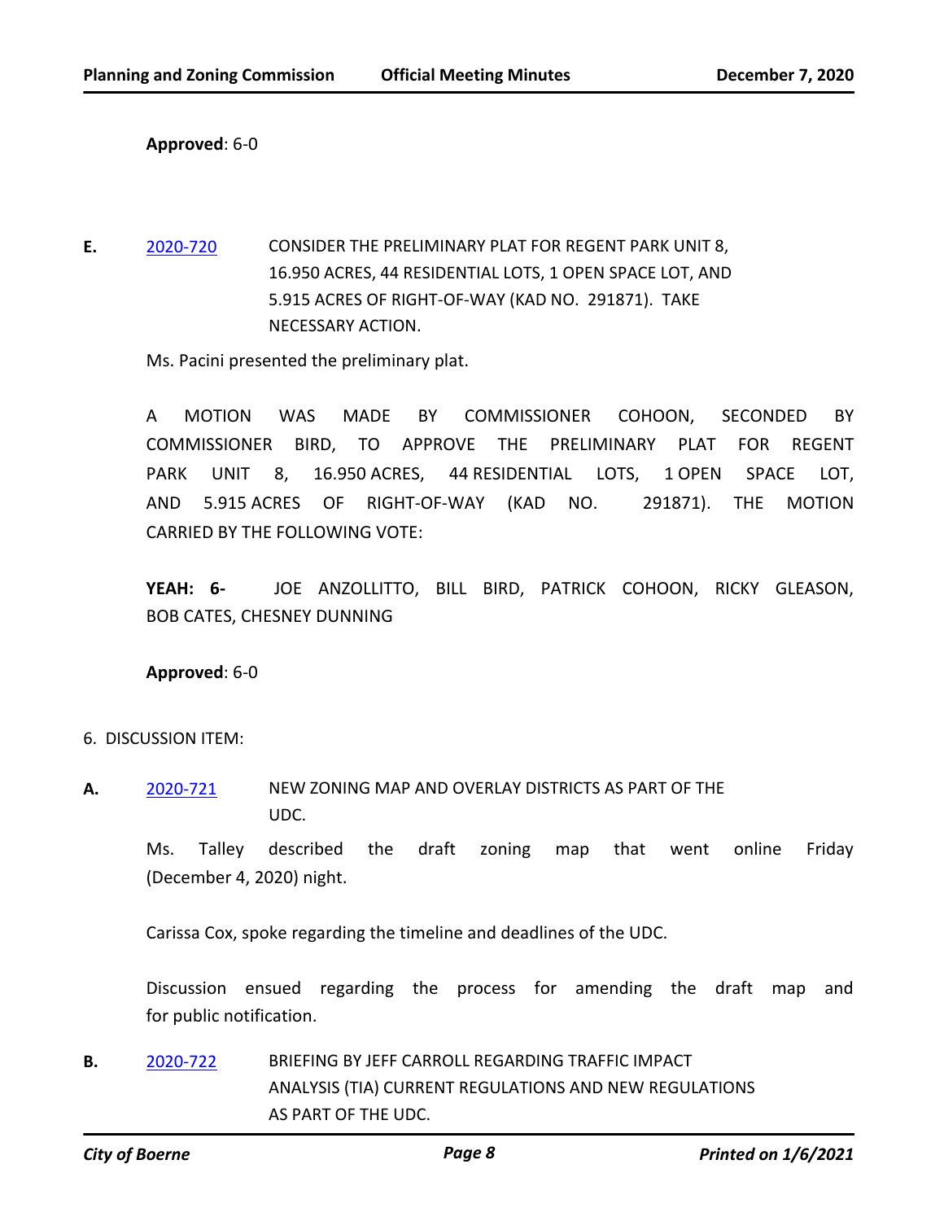**Approved**: 6-0

**E.** 2020-720 CONSIDER THE PRELIMINARY PLAT FOR REGENT PARK UNIT 8, 16.950 ACRES, 44 RESIDENTIAL LOTS, 1 OPEN SPACE LOT, AND 5.915 ACRES OF RIGHT-OF-WAY (KAD NO. 291871). TAKE NECESSARY ACTION.

Ms. Pacini presented the preliminary plat.

A MOTION WAS MADE BY COMMISSIONER COHOON, SECONDED BY COMMISSIONER BIRD, TO APPROVE THE PRELIMINARY PLAT FOR REGENT PARK UNIT 8, 16.950 ACRES, 44 RESIDENTIAL LOTS, 1 OPEN SPACE LOT, AND 5.915 ACRES OF RIGHT-OF-WAY (KAD NO. 291871). THE MOTION CARRIED BY THE FOLLOWING VOTE:

**YEAH: 6-** JOE ANZOLLITTO, BILL BIRD, PATRICK COHOON, RICKY GLEASON, BOB CATES, CHESNEY DUNNING

**Approved**: 6-0

6. DISCUSSION ITEM:

**A.** 2020-721 NEW ZONING MAP AND OVERLAY DISTRICTS AS PART OF THE UDC.

Ms. Talley described the draft zoning map that went online Friday (December 4, 2020) night.

Carissa Cox, spoke regarding the timeline and deadlines of the UDC.

Discussion ensued regarding the process for amending the draft map and for public notification.

**B.** 2020-722 BRIEFING BY JEFF CARROLL REGARDING TRAFFIC IMPACT ANALYSIS (TIA) CURRENT REGULATIONS AND NEW REGULATIONS AS PART OF THE UDC.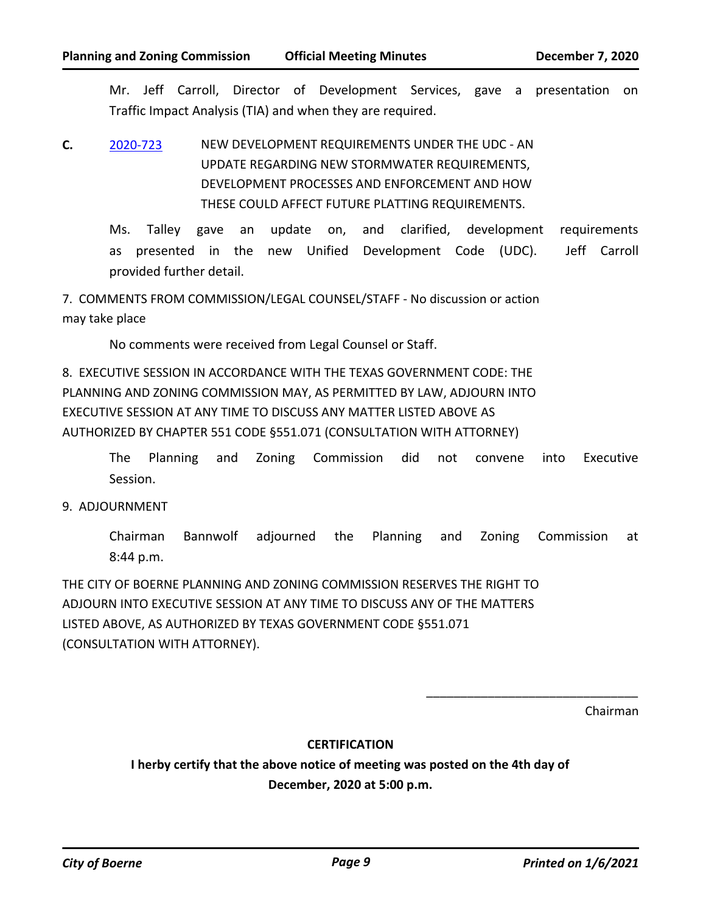Mr. Jeff Carroll, Director of Development Services, gave a presentation on Traffic Impact Analysis (TIA) and when they are required.

**C.** [2020-723](#) NEW DEVELOPMENT REQUIREMENTS UNDER THE UDC - AN UPDATE REGARDING NEW STORMWATER REQUIREMENTS, DEVELOPMENT PROCESSES AND ENFORCEMENT AND HOW THESE COULD AFFECT FUTURE PLATTING REQUIREMENTS.

Ms. Talley gave an update on, and clarified, development requirements as presented in the new Unified Development Code (UDC). Jeff Carroll provided further detail.

7. COMMENTS FROM COMMISSION/LEGAL COUNSEL/STAFF - No discussion or action may take place

No comments were received from Legal Counsel or Staff.

8. EXECUTIVE SESSION IN ACCORDANCE WITH THE TEXAS GOVERNMENT CODE: THE PLANNING AND ZONING COMMISSION MAY, AS PERMITTED BY LAW, ADJOURN INTO EXECUTIVE SESSION AT ANY TIME TO DISCUSS ANY MATTER LISTED ABOVE AS AUTHORIZED BY CHAPTER 551 CODE §551.071 (CONSULTATION WITH ATTORNEY)

The Planning and Zoning Commission did not convene into Executive Session.

9. ADJOURNMENT

Chairman Bannwolf adjourned the Planning and Zoning Commission at 8:44 p.m.

THE CITY OF BOERNE PLANNING AND ZONING COMMISSION RESERVES THE RIGHT TO ADJOURN INTO EXECUTIVE SESSION AT ANY TIME TO DISCUSS ANY OF THE MATTERS LISTED ABOVE, AS AUTHORIZED BY TEXAS GOVERNMENT CODE §551.071 (CONSULTATION WITH ATTORNEY).

________________________________

Chairman

**CERTIFICATION**

**I herby certify that the above notice of meeting was posted on the 4th day of December, 2020 at 5:00 p.m.**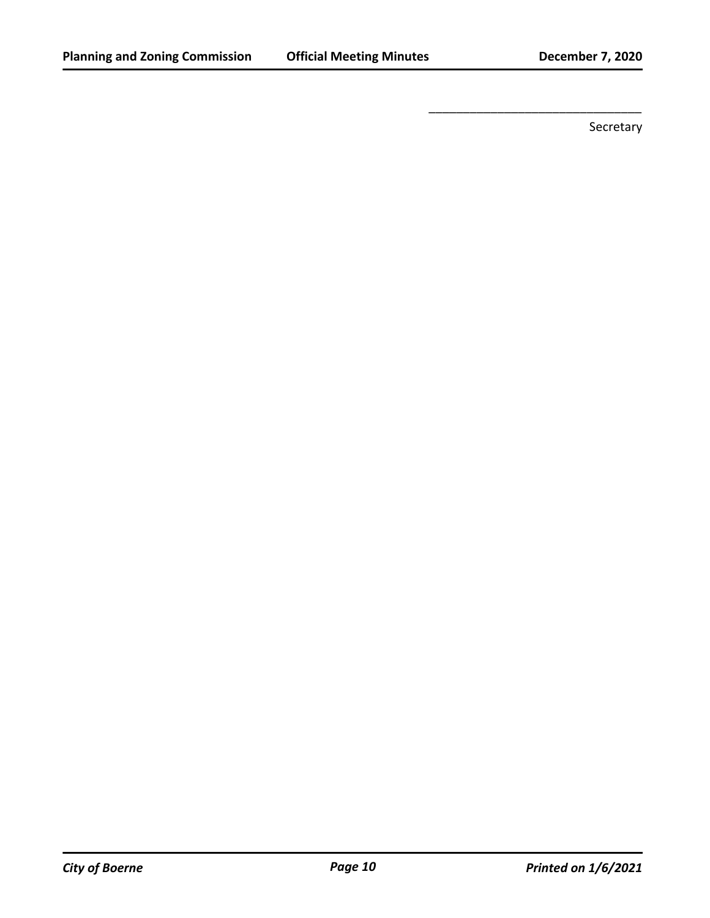\_\_\_\_\_\_\_\_\_\_\_\_\_\_\_\_\_\_\_\_\_\_\_\_\_\_\_\_\_\_\_\_

Secretary